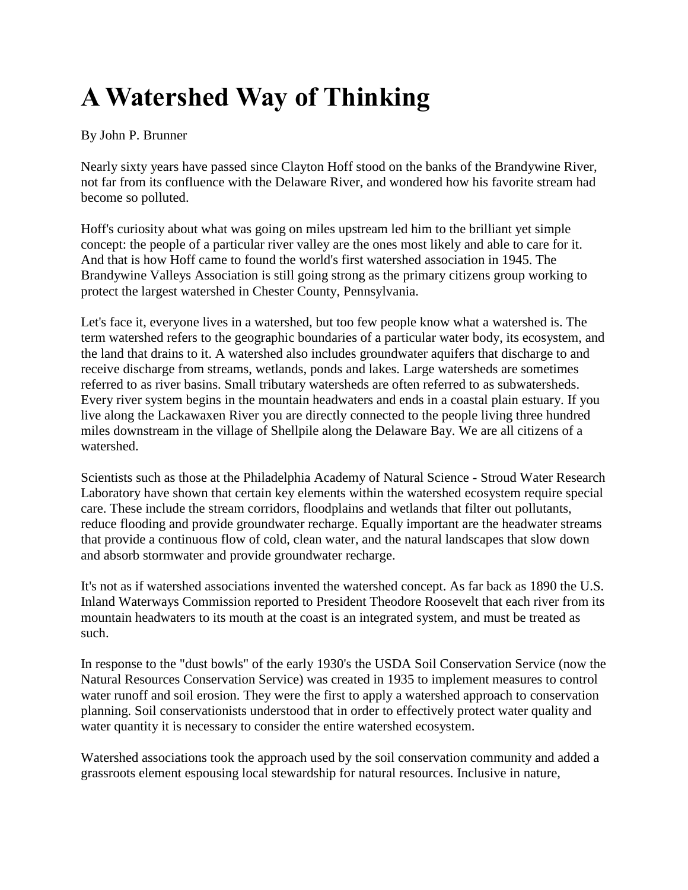# A Watershed Way of Thinking

By John P. Brunner

Nearly sixty years have passed since Clayton Hoff stood on the banks of the Brandywine River, not far from its confluence with the Delaware River, and wondered how his favorite stream had become so polluted.

Hoff's curiosity about what was going on miles upstream led him to the brilliant yet simple concept: the people of a particular river valley are the ones most likely and able to care for it. And that is how Hoff came to found the world's first watershed association in 1945. The Brandywine Valleys Association is still going strong as the primary citizens group working to protect the largest watershed in Chester County, Pennsylvania.

Let's face it, everyone lives in a watershed, but too few people know what a watershed is. The term watershed refers to the geographic boundaries of a particular water body, its ecosystem, and the land that drains to it. A watershed also includes groundwater aquifers that discharge to and receive discharge from streams, wetlands, ponds and lakes. Large watersheds are sometimes referred to as river basins. Small tributary watersheds are often referred to as subwatersheds. Every river system begins in the mountain headwaters and ends in a coastal plain estuary. If you live along the Lackawaxen River you are directly connected to the people living three hundred miles downstream in the village of Shellpile along the Delaware Bay. We are all citizens of a watershed.

Scientists such as those at the Philadelphia Academy of Natural Science - Stroud Water Research Laboratory have shown that certain key elements within the watershed ecosystem require special care. These include the stream corridors, floodplains and wetlands that filter out pollutants, reduce flooding and provide groundwater recharge. Equally important are the headwater streams that provide a continuous flow of cold, clean water, and the natural landscapes that slow down and absorb stormwater and provide groundwater recharge.

It's not as if watershed associations invented the watershed concept. As far back as 1890 the U.S. Inland Waterways Commission reported to President Theodore Roosevelt that each river from its mountain headwaters to its mouth at the coast is an integrated system, and must be treated as such.

In response to the "dust bowls" of the early 1930's the USDA Soil Conservation Service (now the Natural Resources Conservation Service) was created in 1935 to implement measures to control water runoff and soil erosion. They were the first to apply a watershed approach to conservation planning. Soil conservationists understood that in order to effectively protect water quality and water quantity it is necessary to consider the entire watershed ecosystem.

Watershed associations took the approach used by the soil conservation community and added a grassroots element espousing local stewardship for natural resources. Inclusive in nature,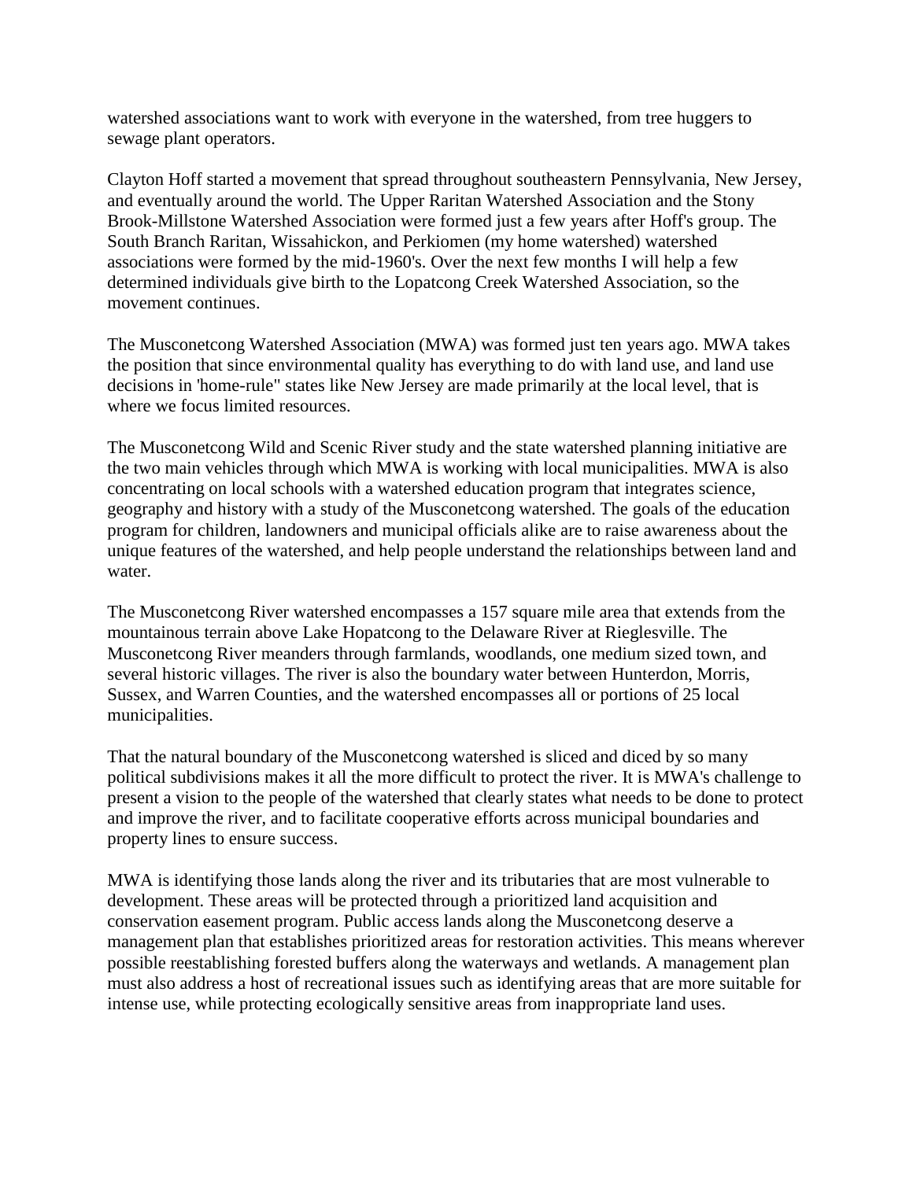watershed associations want to work with everyone in the watershed, from tree huggers to sewage plant operators.

Clayton Hoff started a movement that spread throughout southeastern Pennsylvania, New Jersey, and eventually around the world. The Upper Raritan Watershed Association and the Stony Brook-Millstone Watershed Association were formed just a few years after Hoff's group. The South Branch Raritan, Wissahickon, and Perkiomen (my home watershed) watershed associations were formed by the mid-1960's. Over the next few months I will help a few determined individuals give birth to the Lopatcong Creek Watershed Association, so the movement continues.

The Musconetcong Watershed Association (MWA) was formed just ten years ago. MWA takes the position that since environmental quality has everything to do with land use, and land use decisions in 'home-rule" states like New Jersey are made primarily at the local level, that is where we focus limited resources.

The Musconetcong Wild and Scenic River study and the state watershed planning initiative are the two main vehicles through which MWA is working with local municipalities. MWA is also concentrating on local schools with a watershed education program that integrates science, geography and history with a study of the Musconetcong watershed. The goals of the education program for children, landowners and municipal officials alike are to raise awareness about the unique features of the watershed, and help people understand the relationships between land and water.

The Musconetcong River watershed encompasses a 157 square mile area that extends from the mountainous terrain above Lake Hopatcong to the Delaware River at Riegelsville. The Musconetcong River meanders through farmlands, woodlands, one medium sized town, and several historic villages. The river is also the boundary water between Hunterdon, Morris, Sussex, and Warren Counties, and the watershed encompasses all or portions of 25 local municipalities.

That the natural boundary of the Musconetcong watershed is sliced and diced by so many political subdivisions makes it all the more difficult to protect the river. It is MWA's challenge to present a vision to the people of the watershed that clearly states what needs to be done to protect and improve the river, and to facilitate cooperative efforts across municipal boundaries and property lines to ensure success.

MWA is identifying those lands along the river and its tributaries that are most vulnerable to development. These areas will be protected through a prioritized land acquisition and conservation easement program. Public access lands along the Musconetcong deserve a management plan that establishes prioritized areas for restoration activities. This means wherever possible reestablishing forested buffers along the waterways and wetlands. A management plan must also address a host of recreational issues such as identifying areas that are more suitable for intense use, while protecting ecologically sensitive areas from inappropriate land uses.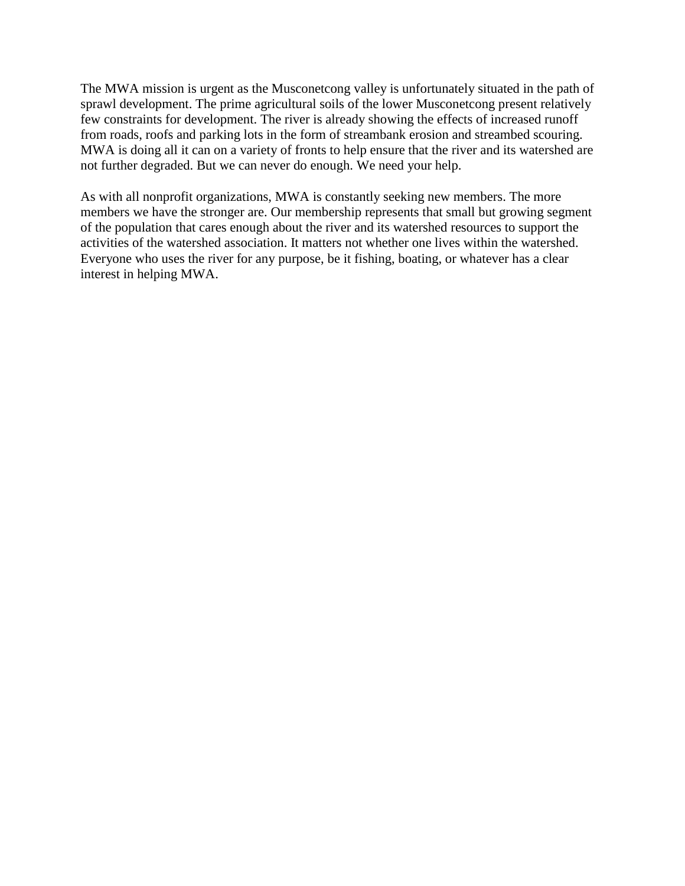The MWA mission is urgent as the Musconetcong valley is unfortunately situated in the path of sprawl development. The prime agricultural soils of the lower Musconetcong present relatively few constraints for development. The river is already showing the effects of increased runoff from roads, roofs and parking lots in the form of streambank erosion and streambed scouring. MWA is doing all it can on a variety of fronts to help ensure that the river and its watershed are not further degraded. But we can never do enough. We need your help.

As with all nonprofit organizations, MWA is constantly seeking new members. The more members we have the stronger are. Our membership represents that small but growing segment of the population that cares enough about the river and its watershed resources to support the activities of the watershed association. It matters not whether one lives within the watershed. Everyone who uses the river for any purpose, be it fishing, boating, or whatever has a clear interest in helping MWA.